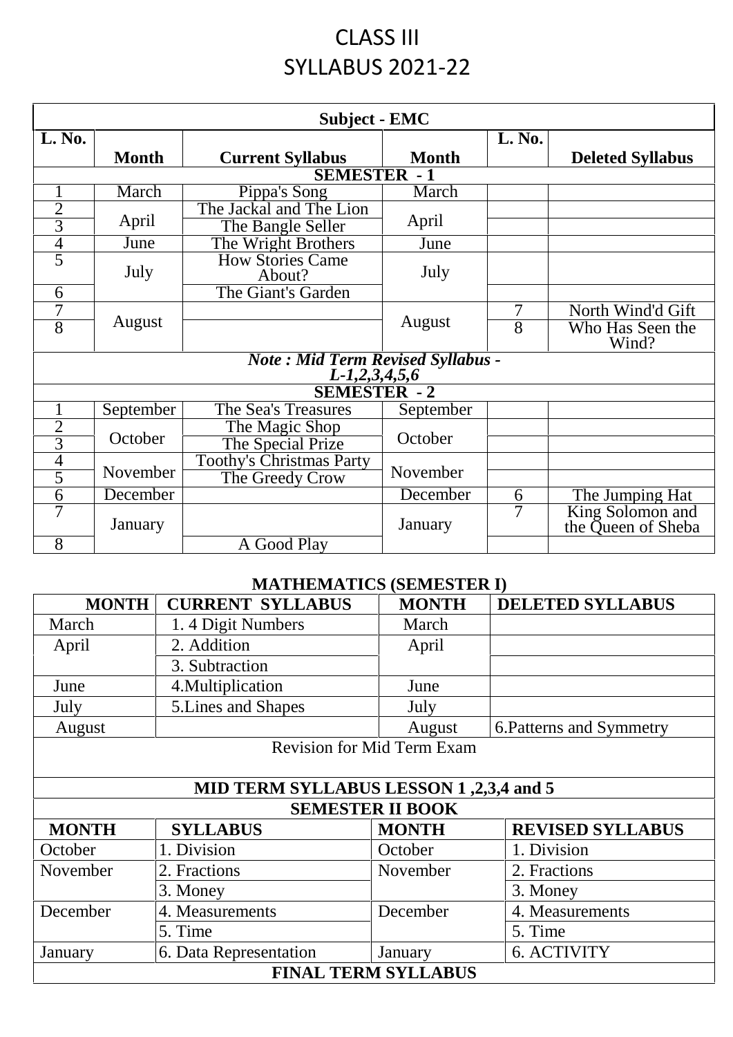# CLASS III
# SYLLABUS 2021-22

| Subject - EMC | | | | | |
|---|---|---|---|---|---|
| **L. No.** | **Month** | **Current Syllabus** | **Month** | **L. No.** | **Deleted Syllabus** |
| **SEMESTER - 1** | | | | | |
| 1 | March | Pippa's Song | March | | |
| 2 | April | The Jackal and The Lion | April | | |
| 3 | | The Bangle Seller | | | |
| 4 | June | The Wright Brothers | June | | |
| 5 | July | How Stories Came About? | July | | |
| 6 | | The Giant's Garden | | | |
| 7 | August | | August | 7 | North Wind'd Gift |
| 8 | | | | 8 | Who Has Seen the Wind? |
| ***Note : Mid Term Revised Syllabus - L-1,2,3,4,5,6*** | | | | | |
| **SEMESTER - 2** | | | | | |
| 1 | September | The Sea's Treasures | September | | |
| 2 | October | The Magic Shop | October | | |
| 3 | | The Special Prize | | | |
| 4 | November | Toothy's Christmas Party | November | | |
| 5 | | The Greedy Crow | | | |
| 6 | December | | December | 6 | The Jumping Hat |
| 7 | January | | January | 7 | King Solomon and the Queen of Sheba |
| 8 | | A Good Play | | | |

**MATHEMATICS (SEMESTER I)**

| MONTH | CURRENT SYLLABUS | MONTH | DELETED SYLLABUS |
|---|---|---|---|
| March | 1. 4 Digit Numbers | March | |
| April | 2. Addition | April | |
| | 3. Subtraction | | |
| June | 4.Multiplication | June | |
| July | 5.Lines and Shapes | July | |
| August | | August | 6.Patterns and Symmetry |
| Revision for Mid Term Exam | | | |
| **MID TERM SYLLABUS LESSON 1 ,2,3,4 and 5** | | | |
| **SEMESTER II BOOK** | | | |
| **MONTH** | **SYLLABUS** | **MONTH** | **REVISED SYLLABUS** |
| October | 1. Division | October | 1. Division |
| November | 2. Fractions | November | 2. Fractions |
| | 3. Money | | 3. Money |
| December | 4. Measurements | December | 4. Measurements |
| | 5. Time | | 5. Time |
| January | 6. Data Representation | January | 6. ACTIVITY |
| **FINAL TERM SYLLABUS** | | | |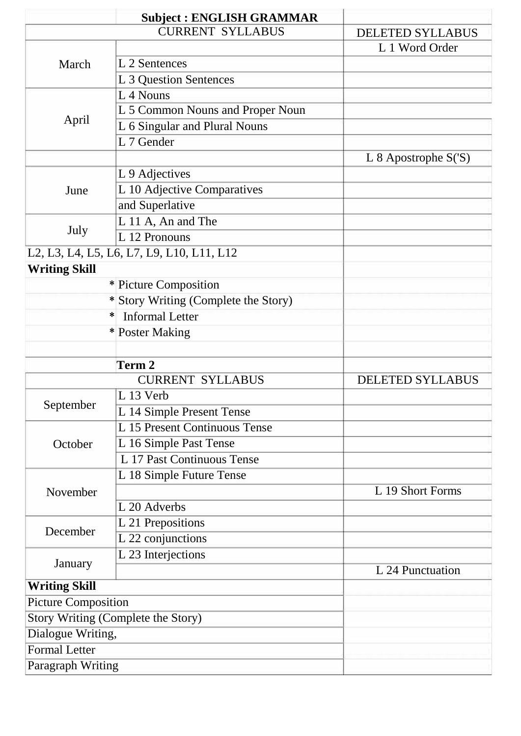| | Subject : ENGLISH GRAMMAR | |
|---|---|---|
| CURRENT SYLLABUS | | DELETED SYLLABUS |
| March | | L 1 Word Order |
| | L 2 Sentences | |
| | L 3 Question Sentences | |
| April | L 4 Nouns | |
| | L 5 Common Nouns and Proper Noun | |
| | L 6 Singular and Plural Nouns | |
| | L 7 Gender | |
| | | L 8 Apostrophe S('S) |
| June | L 9 Adjectives | |
| | L 10 Adjective Comparatives | |
| | and Superlative | |
| July | L 11 A, An and The | |
| | L 12 Pronouns | |
| L2, L3, L4, L5, L6, L7, L9, L10, L11, L12 | | |
| **Writing Skill** | | |
| * | Picture Composition | |
| * | Story Writing (Complete the Story) | |
| * | Informal Letter | |
| * | Poster Making | |
| | | |
| | **Term 2** | |
| CURRENT SYLLABUS | | DELETED SYLLABUS |
| September | L 13 Verb | |
| | L 14 Simple Present Tense | |
| October | L 15 Present Continuous Tense | |
| | L 16 Simple Past Tense | |
| | L 17 Past Continuous Tense | |
| November | L 18 Simple Future Tense | |
| | | L 19 Short Forms |
| | L 20 Adverbs | |
| December | L 21 Prepositions | |
| | L 22 conjunctions | |
| January | L 23 Interjections | |
| | | L 24 Punctuation |
| **Writing Skill** | | |
| Picture Composition | | |
| Story Writing (Complete the Story) | | |
| Dialogue Writing, | | |
| Formal Letter | | |
| Paragraph Writing | | |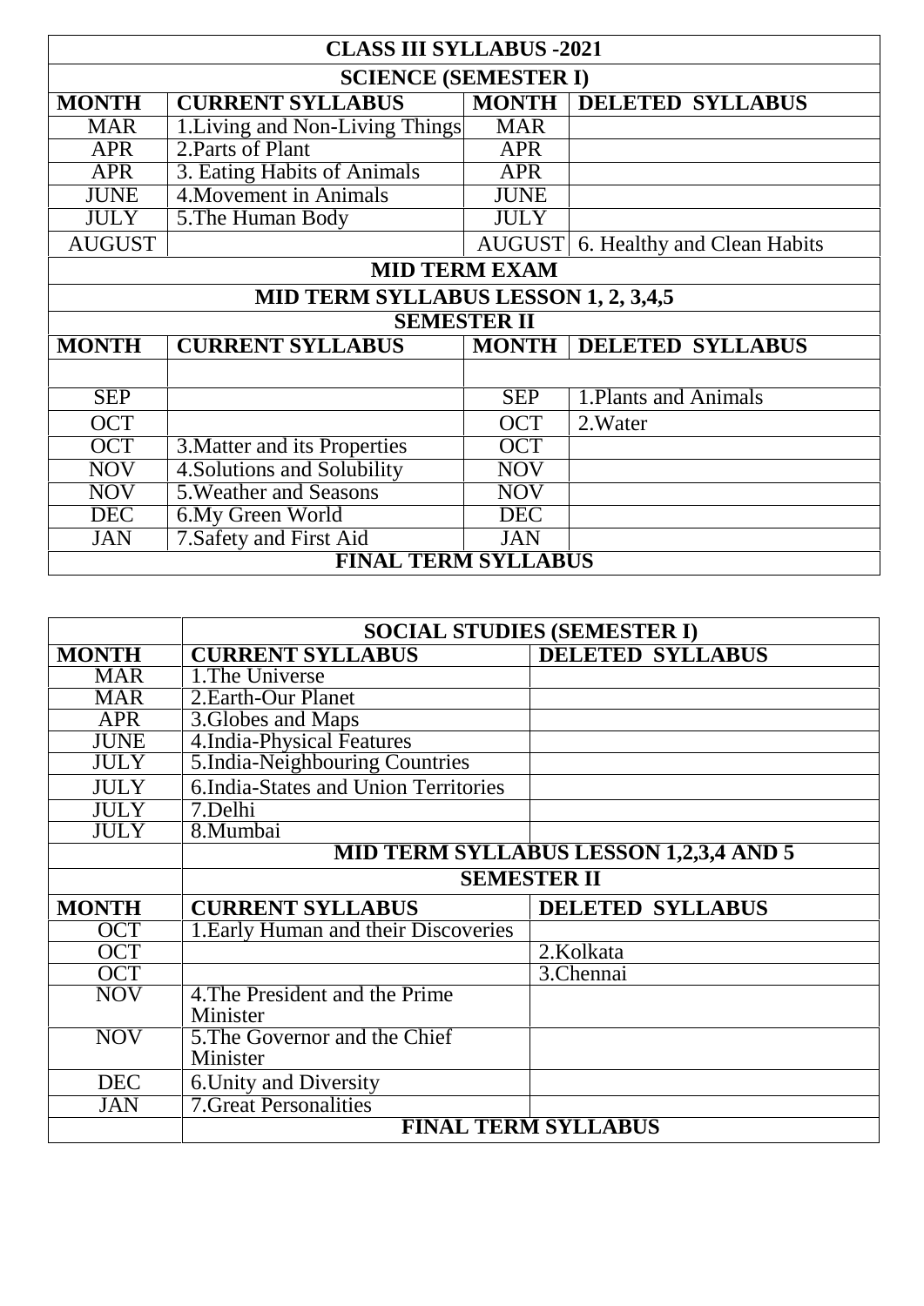| CLASS III SYLLABUS -2021 | | | |
|---|---|---|---|
| **SCIENCE (SEMESTER I)** | | | |
| **MONTH** | **CURRENT SYLLABUS** | **MONTH** | **DELETED SYLLABUS** |
| MAR | 1.Living and Non-Living Things | MAR | |
| APR | 2.Parts of Plant | APR | |
| APR | 3. Eating Habits of Animals | APR | |
| JUNE | 4.Movement in Animals | JUNE | |
| JULY | 5.The Human Body | JULY | |
| AUGUST | | AUGUST | 6. Healthy and Clean Habits |
| **MID TERM EXAM** | | | |
| **MID TERM SYLLABUS LESSON 1, 2, 3,4,5** | | | |
| **SEMESTER II** | | | |
| **MONTH** | **CURRENT SYLLABUS** | **MONTH** | **DELETED SYLLABUS** |
| | | | |
| SEP | | SEP | 1.Plants and Animals |
| OCT | | OCT | 2.Water |
| OCT | 3.Matter and its Properties | OCT | |
| NOV | 4.Solutions and Solubility | NOV | |
| NOV | 5.Weather and Seasons | NOV | |
| DEC | 6.My Green World | DEC | |
| JAN | 7.Safety and First Aid | JAN | |
| **FINAL TERM SYLLABUS** | | | |

| | SOCIAL STUDIES (SEMESTER I) | |
|---|---|---|
| **MONTH** | **CURRENT SYLLABUS** | **DELETED SYLLABUS** |
| MAR | 1.The Universe | |
| MAR | 2.Earth-Our Planet | |
| APR | 3.Globes and Maps | |
| JUNE | 4.India-Physical Features | |
| JULY | 5.India-Neighbouring Countries | |
| JULY | 6.India-States and Union Territories | |
| JULY | 7.Delhi | |
| JULY | 8.Mumbai | |
| | **MID TERM SYLLABUS LESSON 1,2,3,4 AND 5** | |
| | **SEMESTER II** | |
| **MONTH** | **CURRENT SYLLABUS** | **DELETED SYLLABUS** |
| OCT | 1.Early Human and their Discoveries | |
| OCT | | 2.Kolkata |
| OCT | | 3.Chennai |
| NOV | 4.The President and the Prime Minister | |
| NOV | 5.The Governor and the Chief Minister | |
| DEC | 6.Unity and Diversity | |
| JAN | 7.Great Personalities | |
| | **FINAL TERM SYLLABUS** | |